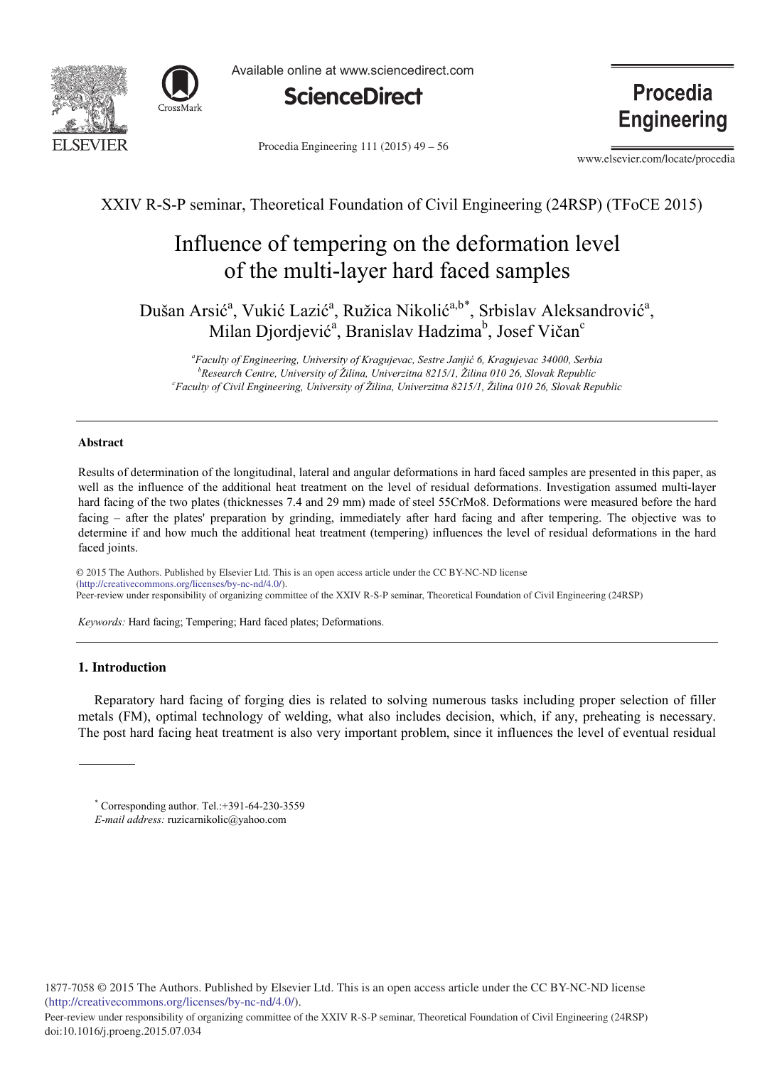XXIV R-S-P seminar, Theoretical Foundation of Civil Engineering (24RSP) (TFoCE 2015)

# Influence of tempering on the deformation level of the multi-layer hard faced samples

Dušan Arsić[a], Vukić Lazić[a], Ružica Nikolić[a,b*], Srbislav Aleksandrović[a], Milan Djordjević[a], Branislav Hadzima[b], Josef Vičan[c]

[a]*Faculty of Engineering, University of Kragujevac, Sestre Janjić 6, Kragujevac 34000, Serbia*
[b]*Research Centre, University of Žilina, Univerzitna 8215/1, Žilina 010 26, Slovak Republic*
[c]*Faculty of Civil Engineering, University of Žilina, Univerzitna 8215/1, Žilina 010 26, Slovak Republic*

---

**Abstract**

Results of determination of the longitudinal, lateral and angular deformations in hard faced samples are presented in this paper, as well as the influence of the additional heat treatment on the level of residual deformations. Investigation assumed multi-layer hard facing of the two plates (thicknesses 7.4 and 29 mm) made of steel 55CrMo8. Deformations were measured before the hard facing – after the plates' preparation by grinding, immediately after hard facing and after tempering. The objective was to determine if and how much the additional heat treatment (tempering) influences the level of residual deformations in the hard faced joints.

© 2015 The Authors. Published by Elsevier Ltd. This is an open access article under the CC BY-NC-ND license (http://creativecommons.org/licenses/by-nc-nd/4.0/).
Peer-review under responsibility of organizing committee of the XXIV R-S-P seminar, Theoretical Foundation of Civil Engineering (24RSP)

*Keywords:* Hard facing; Tempering; Hard faced plates; Deformations.

---

## 1. Introduction

Reparatory hard facing of forging dies is related to solving numerous tasks including proper selection of filler metals (FM), optimal technology of welding, what also includes decision, which, if any, preheating is necessary. The post hard facing heat treatment is also very important problem, since it influences the level of eventual residual

---

\* Corresponding author. Tel.:+391-64-230-3559
*E-mail address:* ruzicarnikolic@yahoo.com

1877-7058 © 2015 The Authors. Published by Elsevier Ltd. This is an open access article under the CC BY-NC-ND license (http://creativecommons.org/licenses/by-nc-nd/4.0/).
Peer-review under responsibility of organizing committee of the XXIV R-S-P seminar, Theoretical Foundation of Civil Engineering (24RSP)
doi:10.1016/j.proeng.2015.07.034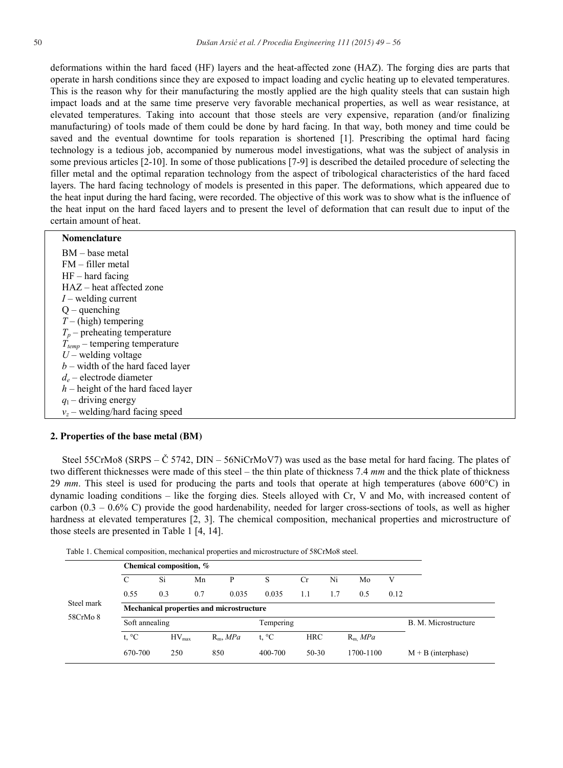deformations within the hard faced (HF) layers and the heat-affected zone (HAZ). The forging dies are parts that operate in harsh conditions since they are exposed to impact loading and cyclic heating up to elevated temperatures. This is the reason why for their manufacturing the mostly applied are the high quality steels that can sustain high impact loads and at the same time preserve very favorable mechanical properties, as well as wear resistance, at elevated temperatures. Taking into account that those steels are very expensive, reparation (and/or finalizing manufacturing) of tools made of them could be done by hard facing. In that way, both money and time could be saved and the eventual downtime for tools reparation is shortened [1]. Prescribing the optimal hard facing technology is a tedious job, accompanied by numerous model investigations, what was the subject of analysis in some previous articles [2-10]. In some of those publications [7-9] is described the detailed procedure of selecting the filler metal and the optimal reparation technology from the aspect of tribological characteristics of the hard faced layers. The hard facing technology of models is presented in this paper. The deformations, which appeared due to the heat input during the hard facing, were recorded. The objective of this work was to show what is the influence of the heat input on the hard faced layers and to present the level of deformation that can result due to input of the certain amount of heat.

**Nomenclature**

BM – base metal
FM – filler metal
HF – hard facing
HAZ – heat affected zone
$I$ – welding current
Q – quenching
$T$ – (high) tempering
$T_p$ – preheating temperature
$T_{temp}$ – tempering temperature
$U$ – welding voltage
$b$ – width of the hard faced layer
$d_e$ – electrode diameter
$h$ – height of the hard faced layer
$q_1$ – driving energy
$v_z$ – welding/hard facing speed

## 2. Properties of the base metal (BM)

Steel 55CrMo8 (SRPS – Č 5742, DIN – 56NiCrMoV7) was used as the base metal for hard facing. The plates of two different thicknesses were made of this steel – the thin plate of thickness 7.4 *mm* and the thick plate of thickness 29 *mm*. This steel is used for producing the parts and tools that operate at high temperatures (above 600°C) in dynamic loading conditions – like the forging dies. Steels alloyed with Cr, V and Mo, with increased content of carbon (0.3 – 0.6% C) provide the good hardenability, needed for larger cross-sections of tools, as well as higher hardness at elevated temperatures [2, 3]. The chemical composition, mechanical properties and microstructure of those steels are presented in Table 1 [4, 14].

Table 1. Chemical composition, mechanical properties and microstructure of 58CrMo8 steel.

| Steel mark | **Chemical composition, %** | | | | | | | | | |
|---|---|---|---|---|---|---|---|---|---|---|
| | C | Si | Mn | P | S | Cr | Ni | Mo | V | |
| | 0.55 | 0.3 | 0.7 | 0.035 | 0.035 | 1.1 | 1.7 | 0.5 | 0.12 | |
| 58CrMo 8 | **Mechanical properties and microstructure** | | | | | | | | | |
| | Soft annealing | | | | Tempering | | | | | B. M. Microstructure |
| | t, °C | $HV_{max}$ | | $R_m$, *MPa* | t, °C | HRC | | $R_m$, *MPa* | | |
| | 670-700 | 250 | | 850 | 400-700 | 50-30 | | 1700-1100 | | M + B (interphase) |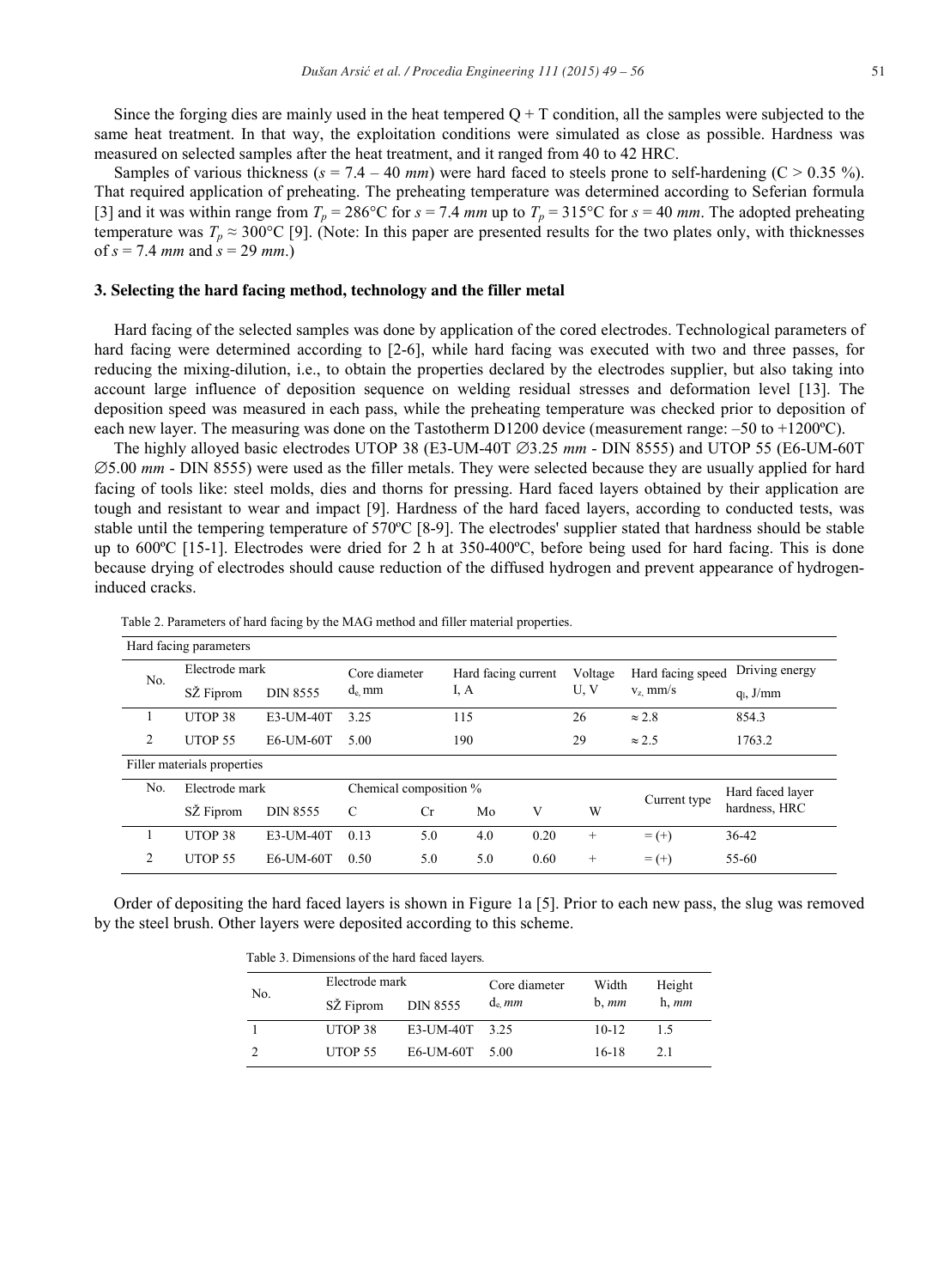Since the forging dies are mainly used in the heat tempered Q + T condition, all the samples were subjected to the same heat treatment. In that way, the exploitation conditions were simulated as close as possible. Hardness was measured on selected samples after the heat treatment, and it ranged from 40 to 42 HRC.

Samples of various thickness ($s$ = 7.4 – 40 *mm*) were hard faced to steels prone to self-hardening (C > 0.35 %). That required application of preheating. The preheating temperature was determined according to Seferian formula [3] and it was within range from $T_p$ = 286°C for $s$ = 7.4 *mm* up to $T_p$ = 315°C for $s$ = 40 *mm*. The adopted preheating temperature was $T_p \approx$ 300°C [9]. (Note: In this paper are presented results for the two plates only, with thicknesses of $s$ = 7.4 *mm* and $s$ = 29 *mm*.)

## 3. Selecting the hard facing method, technology and the filler metal

Hard facing of the selected samples was done by application of the cored electrodes. Technological parameters of hard facing were determined according to [2-6], while hard facing was executed with two and three passes, for reducing the mixing-dilution, i.e., to obtain the properties declared by the electrodes supplier, but also taking into account large influence of deposition sequence on welding residual stresses and deformation level [13]. The deposition speed was measured in each pass, while the preheating temperature was checked prior to deposition of each new layer. The measuring was done on the Tastotherm D1200 device (measurement range: –50 to +1200ºC).

The highly alloyed basic electrodes UTOP 38 (E3-UM-40T ∅3.25 *mm* - DIN 8555) and UTOP 55 (E6-UM-60T ∅5.00 *mm* - DIN 8555) were used as the filler metals. They were selected because they are usually applied for hard facing of tools like: steel molds, dies and thorns for pressing. Hard faced layers obtained by their application are tough and resistant to wear and impact [9]. Hardness of the hard faced layers, according to conducted tests, was stable until the tempering temperature of 570ºC [8-9]. The electrodes' supplier stated that hardness should be stable up to 600ºC [15-1]. Electrodes were dried for 2 h at 350-400ºC, before being used for hard facing. This is done because drying of electrodes should cause reduction of the diffused hydrogen and prevent appearance of hydrogen-induced cracks.

Table 2. Parameters of hard facing by the MAG method and filler material properties.

| Hard facing parameters | | | | | | | |
|---|---|---|---|---|---|---|---|
| No. | Electrode mark SŽ Fiprom | DIN 8555 | Core diameter $d_e$, mm | Hard facing current I, A | Voltage U, V | Hard facing speed $v_z$, mm/s | Driving energy $q_l$, J/mm |
| 1 | UTOP 38 | E3-UM-40T | 3.25 | 115 | 26 | ≈ 2.8 | 854.3 |
| 2 | UTOP 55 | E6-UM-60T | 5.00 | 190 | 29 | ≈ 2.5 | 1763.2 |

| Filler materials properties | | | | | | | | | |
|---|---|---|---|---|---|---|---|---|---|
| No. | Electrode mark SŽ Fiprom | DIN 8555 | Chemical composition % C | Cr | Mo | V | W | Current type | Hard faced layer hardness, HRC |
| 1 | UTOP 38 | E3-UM-40T | 0.13 | 5.0 | 4.0 | 0.20 | + | = (+) | 36-42 |
| 2 | UTOP 55 | E6-UM-60T | 0.50 | 5.0 | 5.0 | 0.60 | + | = (+) | 55-60 |

Order of depositing the hard faced layers is shown in Figure 1a [5]. Prior to each new pass, the slug was removed by the steel brush. Other layers were deposited according to this scheme.

Table 3. Dimensions of the hard faced layers.

| No. | Electrode mark SŽ Fiprom | DIN 8555 | Core diameter $d_e$, *mm* | Width b, *mm* | Height h, *mm* |
|---|---|---|---|---|---|
| 1 | UTOP 38 | E3-UM-40T | 3.25 | 10-12 | 1.5 |
| 2 | UTOP 55 | E6-UM-60T | 5.00 | 16-18 | 2.1 |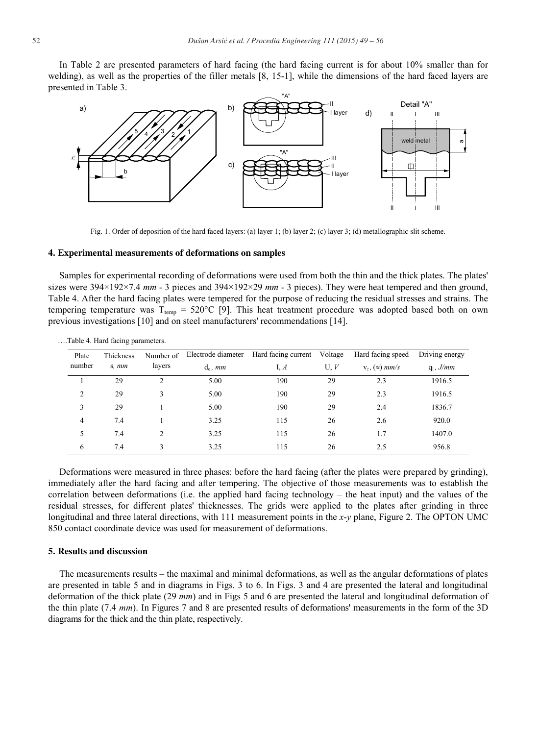In Table 2 are presented parameters of hard facing (the hard facing current is for about 10% smaller than for welding), as well as the properties of the filler metals [8, 15-1], while the dimensions of the hard faced layers are presented in Table 3.

Fig. 1. Order of deposition of the hard faced layers: (a) layer 1; (b) layer 2; (c) layer 3; (d) metallographic slit scheme.

## 4. Experimental measurements of deformations on samples

Samples for experimental recording of deformations were used from both the thin and the thick plates. The plates' sizes were 394×192×7.4 *mm* - 3 pieces and 394×192×29 *mm* - 3 pieces). They were heat tempered and then ground, Table 4. After the hard facing plates were tempered for the purpose of reducing the residual stresses and strains. The tempering temperature was $T_{temp}$ = 520°C [9]. This heat treatment procedure was adopted based both on own previous investigations [10] and on steel manufacturers' recommendations [14].

….Table 4. Hard facing parameters.

| Plate number | Thickness s, *mm* | Number of layers | Electrode diameter $d_e$, *mm* | Hard facing current I, *A* | Voltage U, *V* | Hard facing speed $v_z$, (≈) *mm/s* | Driving energy $q_l$, *J/mm* |
|---|---|---|---|---|---|---|---|
| 1 | 29 | 2 | 5.00 | 190 | 29 | 2.3 | 1916.5 |
| 2 | 29 | 3 | 5.00 | 190 | 29 | 2.3 | 1916.5 |
| 3 | 29 | 1 | 5.00 | 190 | 29 | 2.4 | 1836.7 |
| 4 | 7.4 | 1 | 3.25 | 115 | 26 | 2.6 | 920.0 |
| 5 | 7.4 | 2 | 3.25 | 115 | 26 | 1.7 | 1407.0 |
| 6 | 7.4 | 3 | 3.25 | 115 | 26 | 2.5 | 956.8 |

Deformations were measured in three phases: before the hard facing (after the plates were prepared by grinding), immediately after the hard facing and after tempering. The objective of those measurements was to establish the correlation between deformations (i.e. the applied hard facing technology – the heat input) and the values of the residual stresses, for different plates' thicknesses. The grids were applied to the plates after grinding in three longitudinal and three lateral directions, with 111 measurement points in the *x-y* plane, Figure 2. The OPTON UMC 850 contact coordinate device was used for measurement of deformations.

## 5. Results and discussion

The measurements results – the maximal and minimal deformations, as well as the angular deformations of plates are presented in table 5 and in diagrams in Figs. 3 to 6. In Figs. 3 and 4 are presented the lateral and longitudinal deformation of the thick plate (29 *mm*) and in Figs 5 and 6 are presented the lateral and longitudinal deformation of the thin plate (7.4 *mm*). In Figures 7 and 8 are presented results of deformations' measurements in the form of the 3D diagrams for the thick and the thin plate, respectively.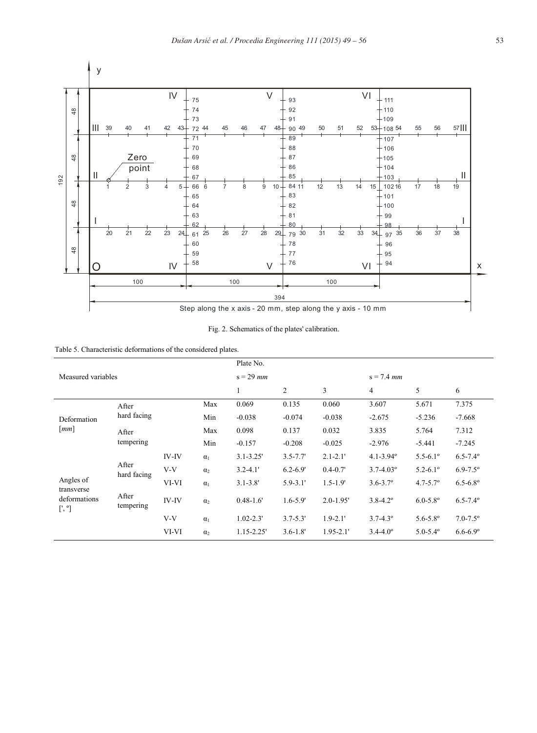Fig. 2. Schematics of the plates' calibration.

Table 5. Characteristic deformations of the considered plates.

| Measured variables | | | | Plate No. | | | | | |
|---|---|---|---|---|---|---|---|---|---|
| | | | | s = 29 *mm* | | | s = 7.4 *mm* | | |
| | | | | 1 | 2 | 3 | 4 | 5 | 6 |
| Deformation [*mm*] | After hard facing | | Max | 0.069 | 0.135 | 0.060 | 3.607 | 5.671 | 7.375 |
| | | | Min | -0.038 | -0.074 | -0.038 | -2.675 | -5.236 | -7.668 |
| | After tempering | | Max | 0.098 | 0.137 | 0.032 | 3.835 | 5.764 | 7.312 |
| | | | Min | -0.157 | -0.208 | -0.025 | -2.976 | -5.441 | -7.245 |
| Angles of transverse deformations [', º] | After hard facing | IV-IV | $\alpha_1$ | 3.1-3.25' | 3.5-7.7' | 2.1-2.1' | 4.1-3.94º | 5.5-6.1º | 6.5-7.4º |
| | | V-V | $\alpha_2$ | 3.2-4.1' | 6.2-6.9' | 0.4-0.7' | 3.7-4.03º | 5.2-6.1º | 6.9-7.5º |
| | | VI-VI | $\alpha_1$ | 3.1-3.8' | 5.9-3.1' | 1.5-1.9' | 3.6-3.7º | 4.7-5.7º | 6.5-6.8º |
| | After tempering | IV-IV | $\alpha_2$ | 0.48-1.6' | 1.6-5.9' | 2.0-1.95' | 3.8-4.2º | 6.0-5.8º | 6.5-7.4º |
| | | V-V | $\alpha_1$ | 1.02-2.3' | 3.7-5.3' | 1.9-2.1' | 3.7-4.3º | 5.6-5.8º | 7.0-7.5º |
| | | VI-VI | $\alpha_2$ | 1.15-2.25' | 3.6-1.8' | 1.95-2.1' | 3.4-4.0º | 5.0-5.4º | 6.6-6.9º |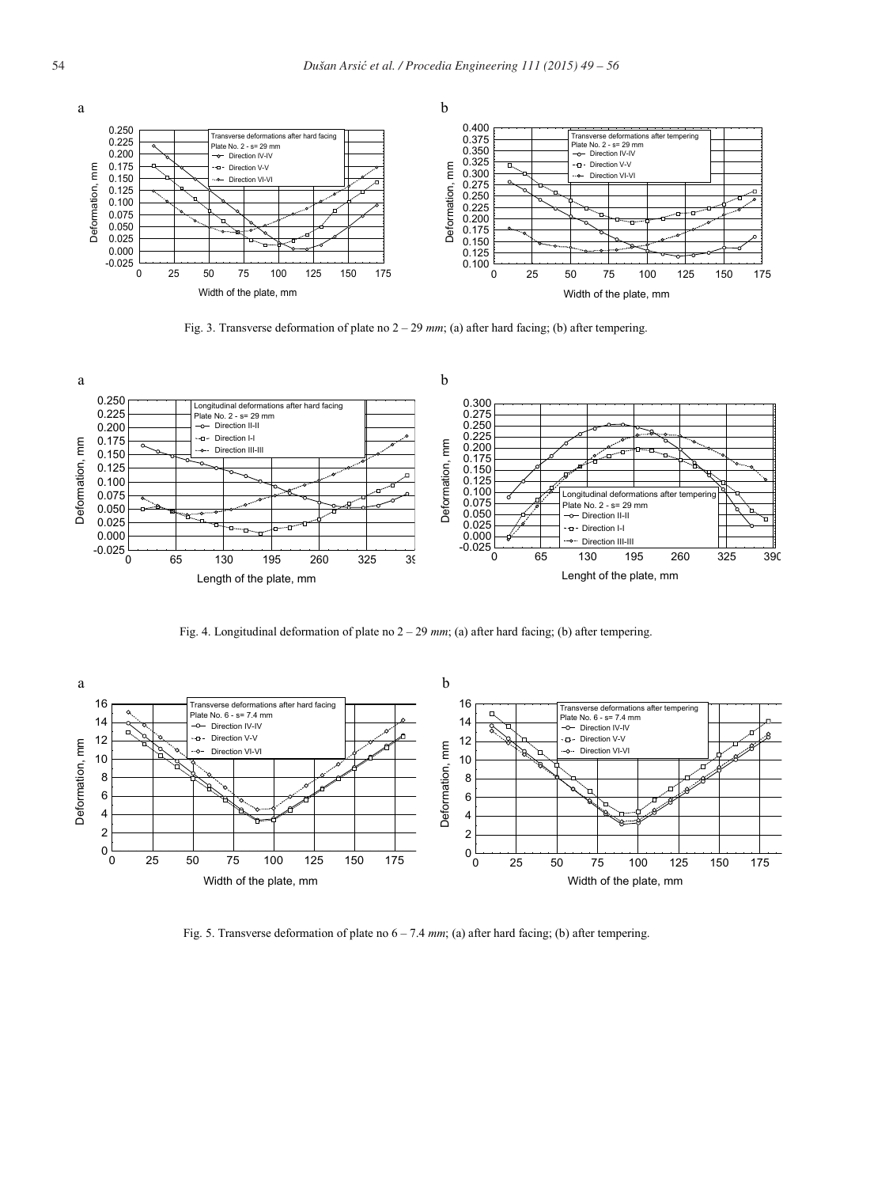Fig. 3. Transverse deformation of plate no 2 – 29 *mm*; (a) after hard facing; (b) after tempering.

Fig. 4. Longitudinal deformation of plate no 2 – 29 *mm*; (a) after hard facing; (b) after tempering.

Fig. 5. Transverse deformation of plate no 6 – 7.4 *mm*; (a) after hard facing; (b) after tempering.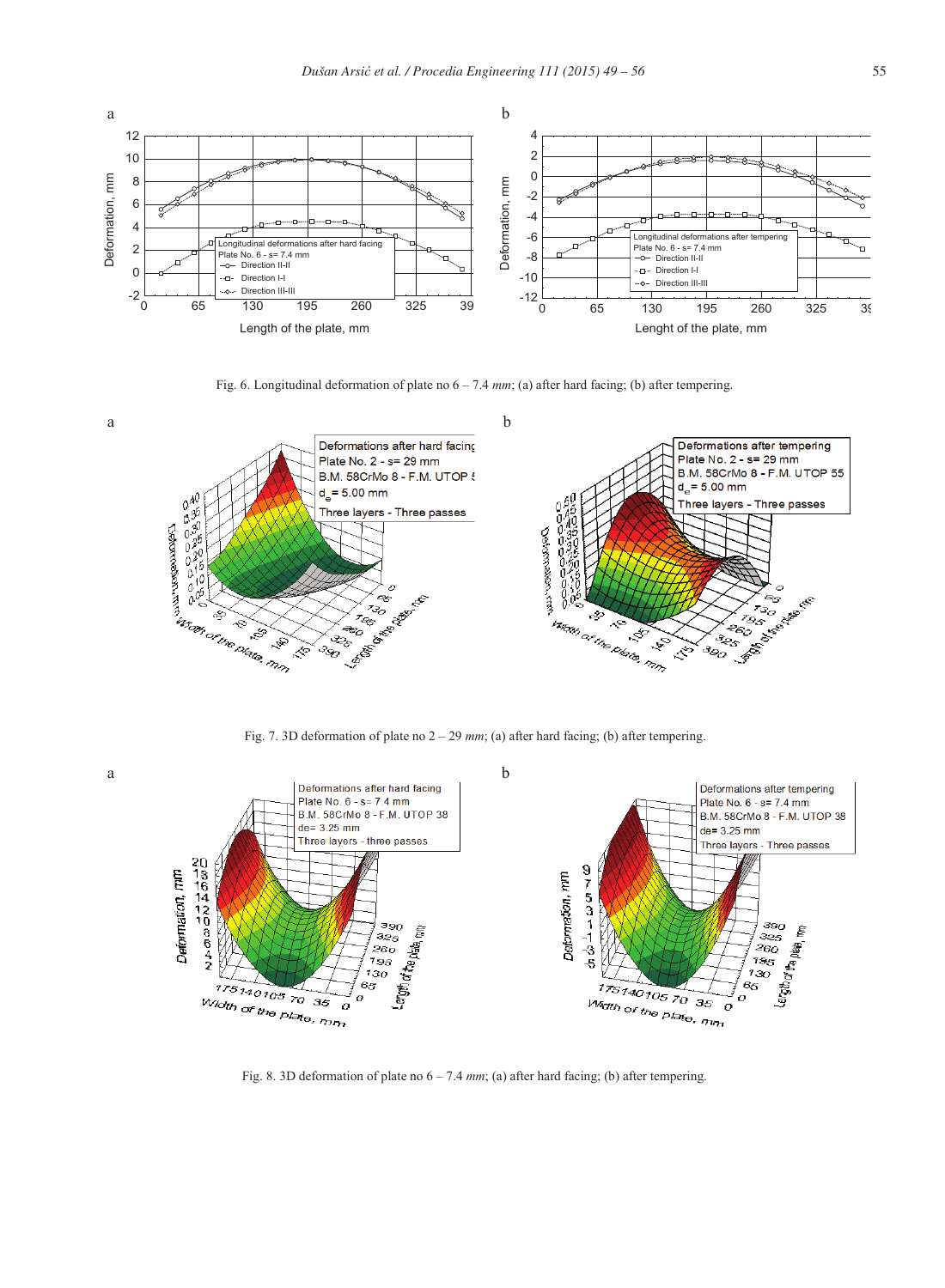Fig. 6. Longitudinal deformation of plate no 6 – 7.4 *mm*; (a) after hard facing; (b) after tempering.

Fig. 7. 3D deformation of plate no 2 – 29 *mm*; (a) after hard facing; (b) after tempering.

Fig. 8. 3D deformation of plate no 6 – 7.4 *mm*; (a) after hard facing; (b) after tempering.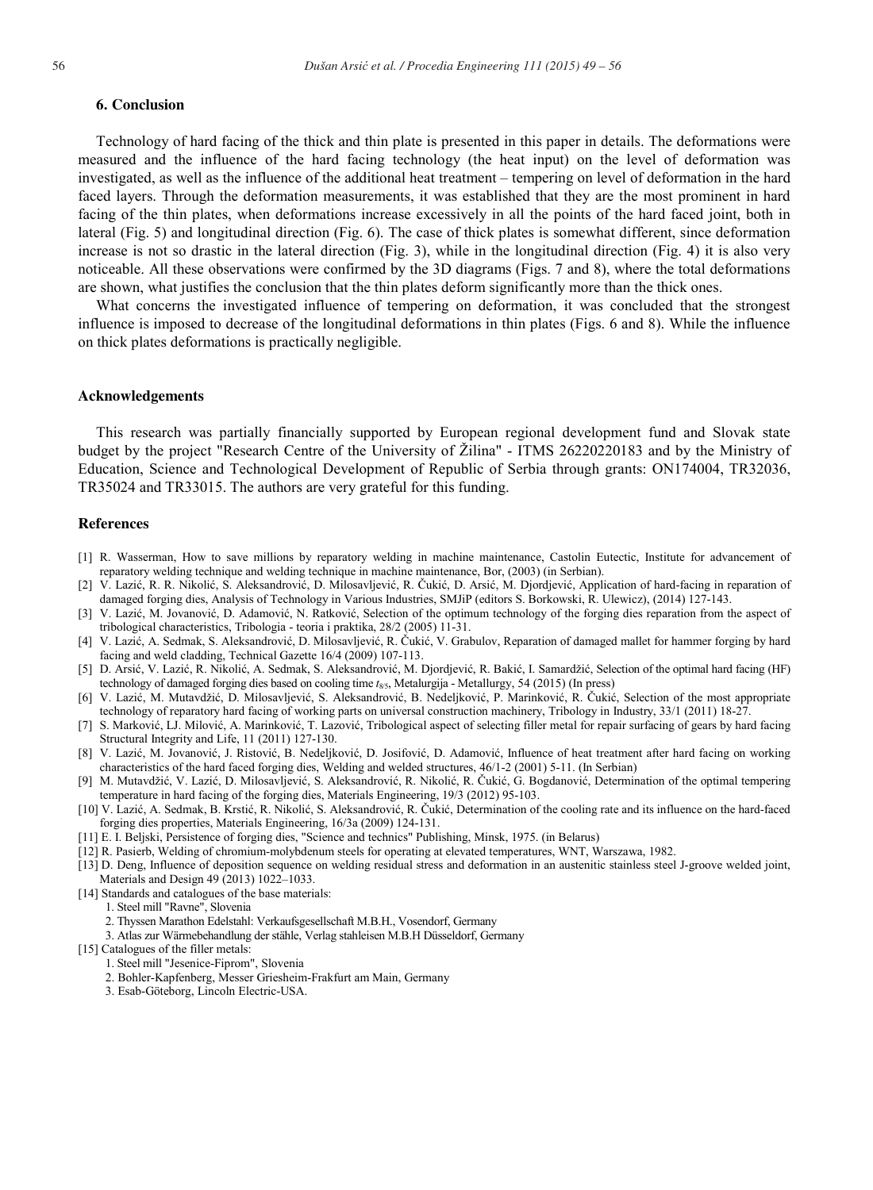## 6. Conclusion

Technology of hard facing of the thick and thin plate is presented in this paper in details. The deformations were measured and the influence of the hard facing technology (the heat input) on the level of deformation was investigated, as well as the influence of the additional heat treatment – tempering on level of deformation in the hard faced layers. Through the deformation measurements, it was established that they are the most prominent in hard facing of the thin plates, when deformations increase excessively in all the points of the hard faced joint, both in lateral (Fig. 5) and longitudinal direction (Fig. 6). The case of thick plates is somewhat different, since deformation increase is not so drastic in the lateral direction (Fig. 3), while in the longitudinal direction (Fig. 4) it is also very noticeable. All these observations were confirmed by the 3D diagrams (Figs. 7 and 8), where the total deformations are shown, what justifies the conclusion that the thin plates deform significantly more than the thick ones.

What concerns the investigated influence of tempering on deformation, it was concluded that the strongest influence is imposed to decrease of the longitudinal deformations in thin plates (Figs. 6 and 8). While the influence on thick plates deformations is practically negligible.

## Acknowledgements

This research was partially financially supported by European regional development fund and Slovak state budget by the project "Research Centre of the University of Žilina" - ITMS 26220220183 and by the Ministry of Education, Science and Technological Development of Republic of Serbia through grants: ON174004, TR32036, TR35024 and TR33015. The authors are very grateful for this funding.

## References

[1] R. Wasserman, How to save millions by reparatory welding in machine maintenance, Castolin Eutectic, Institute for advancement of reparatory welding technique and welding technique in machine maintenance, Bor, (2003) (in Serbian).

[2] V. Lazić, R. R. Nikolić, S. Aleksandrović, D. Milosavljević, R. Čukić, D. Arsić, M. Djordjević, Application of hard-facing in reparation of damaged forging dies, Analysis of Technology in Various Industries, SMJiP (editors S. Borkowski, R. Ulewicz), (2014) 127-143.

[3] V. Lazić, M. Jovanović, D. Adamović, N. Ratković, Selection of the optimum technology of the forging dies reparation from the aspect of tribological characteristics, Tribologia - teoria i praktika, 28/2 (2005) 11-31.

[4] V. Lazić, A. Sedmak, S. Aleksandrović, D. Milosavljević, R. Čukić, V. Grabulov, Reparation of damaged mallet for hammer forging by hard facing and weld cladding, Technical Gazette 16/4 (2009) 107-113.

[5] D. Arsić, V. Lazić, R. Nikolić, A. Sedmak, S. Aleksandrović, M. Djordjević, R. Bakić, I. Samardžić, Selection of the optimal hard facing (HF) technology of damaged forging dies based on cooling time $t_{8/5}$, Metalurgija - Metallurgy, 54 (2015) (In press)

[6] V. Lazić, M. Mutavdžić, D. Milosavljević, S. Aleksandrović, B. Nedeljković, P. Marinković, R. Čukić, Selection of the most appropriate technology of reparatory hard facing of working parts on universal construction machinery, Tribology in Industry, 33/1 (2011) 18-27.

[7] S. Marković, LJ. Milović, A. Marinković, T. Lazović, Tribological aspect of selecting filler metal for repair surfacing of gears by hard facing Structural Integrity and Life, 11 (2011) 127-130.

[8] V. Lazić, M. Jovanović, J. Ristović, B. Nedeljković, D. Josifović, D. Adamović, Influence of heat treatment after hard facing on working characteristics of the hard faced forging dies, Welding and welded structures, 46/1-2 (2001) 5-11. (In Serbian)

[9] M. Mutavdžić, V. Lazić, D. Milosavljević, S. Aleksandrović, R. Nikolić, R. Čukić, G. Bogdanović, Determination of the optimal tempering temperature in hard facing of the forging dies, Materials Engineering, 19/3 (2012) 95-103.

[10] V. Lazić, A. Sedmak, B. Krstić, R. Nikolić, S. Aleksandrović, R. Čukić, Determination of the cooling rate and its influence on the hard-faced forging dies properties, Materials Engineering, 16/3a (2009) 124-131.

[11] E. I. Beljski, Persistence of forging dies, "Science and technics" Publishing, Minsk, 1975. (in Belarus)

[12] R. Pasierb, Welding of chromium-molybdenum steels for operating at elevated temperatures, WNT, Warszawa, 1982.

[13] D. Deng, Influence of deposition sequence on welding residual stress and deformation in an austenitic stainless steel J-groove welded joint, Materials and Design 49 (2013) 1022–1033.

[14] Standards and catalogues of the base materials:
1. Steel mill "Ravne", Slovenia
2. Thyssen Marathon Edelstahl: Verkaufsgesellschaft M.B.H., Vosendorf, Germany
3. Atlas zur Wärmebehandlung der stähle, Verlag stahleisen M.B.H Düsseldorf, Germany

[15] Catalogues of the filler metals:
1. Steel mill "Jesenice-Fiprom", Slovenia
2. Bohler-Kapfenberg, Messer Griesheim-Frakfurt am Main, Germany
3. Esab-Göteborg, Lincoln Electric-USA.